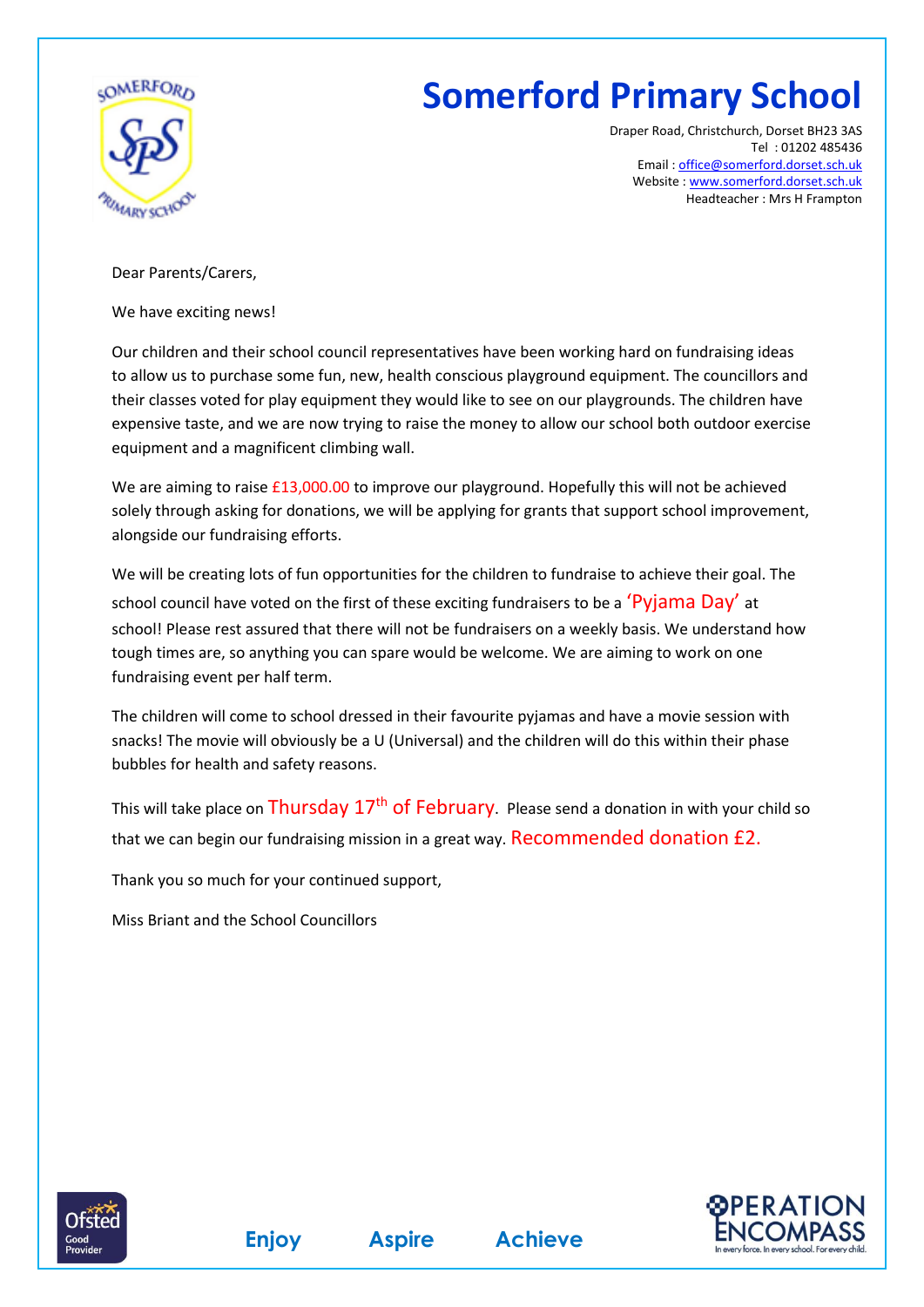# Somerford Primary School

Draper Road, Christchurch, Dorset BH23 3AS
Tel : 01202 485436
Email : office@somerford.dorset.sch.uk
Website : www.somerford.dorset.sch.uk
Headteacher : Mrs H Frampton

Dear Parents/Carers,

We have exciting news!

Our children and their school council representatives have been working hard on fundraising ideas to allow us to purchase some fun, new, health conscious playground equipment. The councillors and their classes voted for play equipment they would like to see on our playgrounds. The children have expensive taste, and we are now trying to raise the money to allow our school both outdoor exercise equipment and a magnificent climbing wall.

We are aiming to raise £13,000.00 to improve our playground. Hopefully this will not be achieved solely through asking for donations, we will be applying for grants that support school improvement, alongside our fundraising efforts.

We will be creating lots of fun opportunities for the children to fundraise to achieve their goal. The school council have voted on the first of these exciting fundraisers to be a 'Pyjama Day' at school! Please rest assured that there will not be fundraisers on a weekly basis. We understand how tough times are, so anything you can spare would be welcome. We are aiming to work on one fundraising event per half term.

The children will come to school dressed in their favourite pyjamas and have a movie session with snacks! The movie will obviously be a U (Universal) and the children will do this within their phase bubbles for health and safety reasons.

This will take place on Thursday 17th of February. Please send a donation in with your child so that we can begin our fundraising mission in a great way. Recommended donation £2.

Thank you so much for your continued support,

Miss Briant and the School Councillors

Enjoy Aspire Achieve